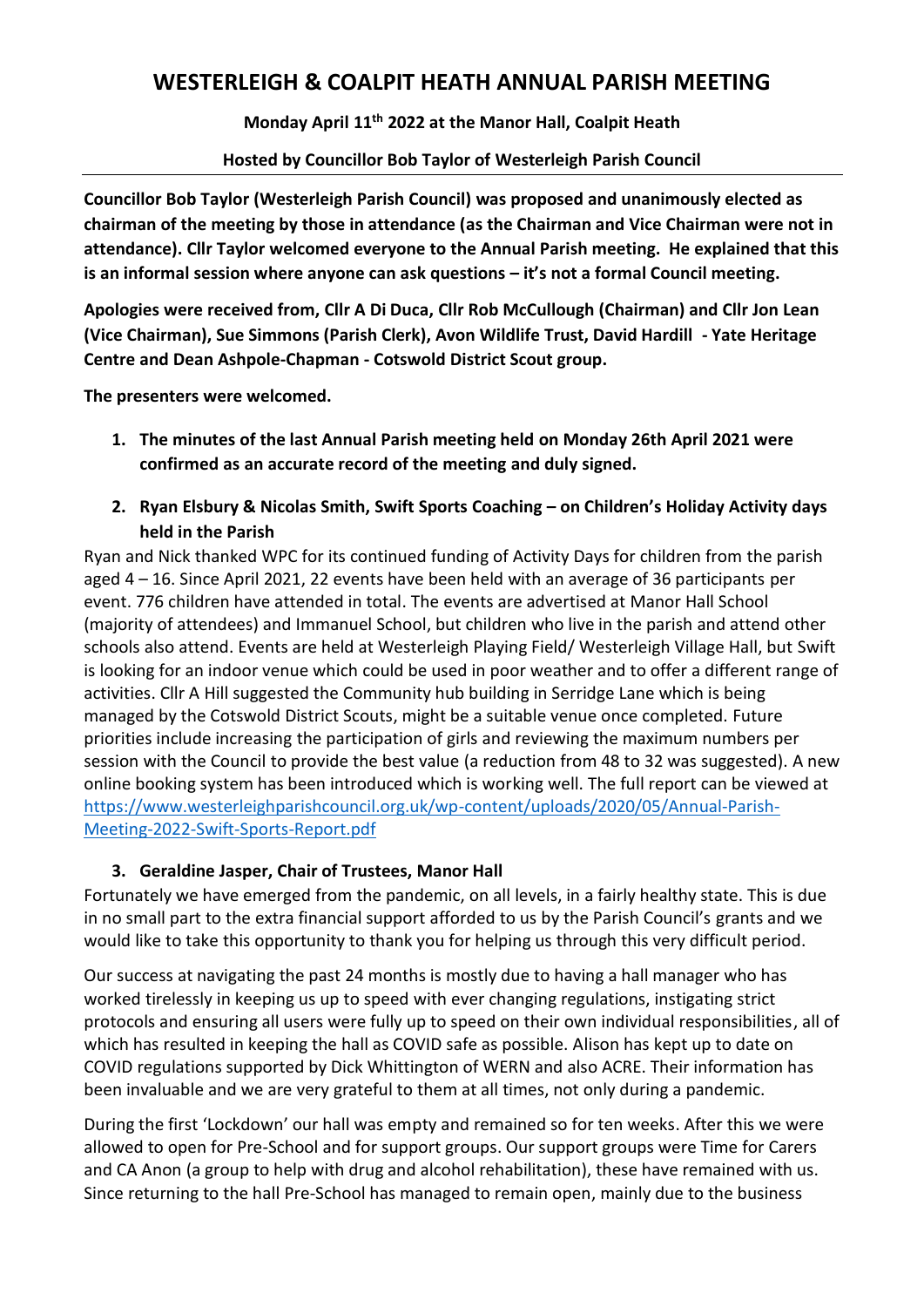# WESTERLEIGH & COALPIT HEATH ANNUAL PARISH MEETING

**Monday April 11th 2022 at the Manor Hall, Coalpit Heath**

**Hosted by Councillor Bob Taylor of Westerleigh Parish Council**

**Councillor Bob Taylor (Westerleigh Parish Council) was proposed and unanimously elected as chairman of the meeting by those in attendance (as the Chairman and Vice Chairman were not in attendance). Cllr Taylor welcomed everyone to the Annual Parish meeting. He explained that this is an informal session where anyone can ask questions – it's not a formal Council meeting.**

**Apologies were received from, Cllr A Di Duca, Cllr Rob McCullough (Chairman) and Cllr Jon Lean (Vice Chairman), Sue Simmons (Parish Clerk), Avon Wildlife Trust, David Hardill - Yate Heritage Centre and Dean Ashpole-Chapman - Cotswold District Scout group.**

**The presenters were welcomed.**

1. **The minutes of the last Annual Parish meeting held on Monday 26th April 2021 were confirmed as an accurate record of the meeting and duly signed.**

2. **Ryan Elsbury & Nicolas Smith, Swift Sports Coaching – on Children's Holiday Activity days held in the Parish**

Ryan and Nick thanked WPC for its continued funding of Activity Days for children from the parish aged 4 – 16. Since April 2021, 22 events have been held with an average of 36 participants per event. 776 children have attended in total. The events are advertised at Manor Hall School (majority of attendees) and Immanuel School, but children who live in the parish and attend other schools also attend. Events are held at Westerleigh Playing Field/ Westerleigh Village Hall, but Swift is looking for an indoor venue which could be used in poor weather and to offer a different range of activities. Cllr A Hill suggested the Community hub building in Serridge Lane which is being managed by the Cotswold District Scouts, might be a suitable venue once completed. Future priorities include increasing the participation of girls and reviewing the maximum numbers per session with the Council to provide the best value (a reduction from 48 to 32 was suggested). A new online booking system has been introduced which is working well. The full report can be viewed at https://www.westerleighparishcouncil.org.uk/wp-content/uploads/2020/05/Annual-Parish-Meeting-2022-Swift-Sports-Report.pdf

3. **Geraldine Jasper, Chair of Trustees, Manor Hall**

Fortunately we have emerged from the pandemic, on all levels, in a fairly healthy state. This is due in no small part to the extra financial support afforded to us by the Parish Council's grants and we would like to take this opportunity to thank you for helping us through this very difficult period.

Our success at navigating the past 24 months is mostly due to having a hall manager who has worked tirelessly in keeping us up to speed with ever changing regulations, instigating strict protocols and ensuring all users were fully up to speed on their own individual responsibilities, all of which has resulted in keeping the hall as COVID safe as possible. Alison has kept up to date on COVID regulations supported by Dick Whittington of WERN and also ACRE. Their information has been invaluable and we are very grateful to them at all times, not only during a pandemic.

During the first 'Lockdown' our hall was empty and remained so for ten weeks. After this we were allowed to open for Pre-School and for support groups. Our support groups were Time for Carers and CA Anon (a group to help with drug and alcohol rehabilitation), these have remained with us. Since returning to the hall Pre-School has managed to remain open, mainly due to the business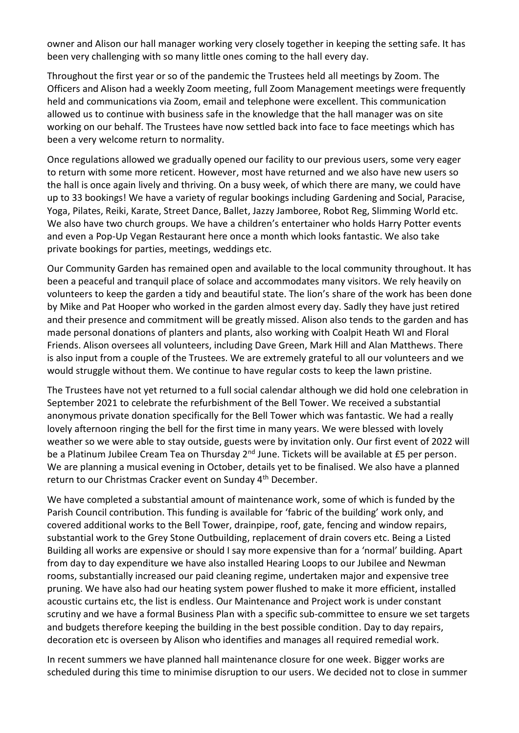owner and Alison our hall manager working very closely together in keeping the setting safe. It has been very challenging with so many little ones coming to the hall every day.

Throughout the first year or so of the pandemic the Trustees held all meetings by Zoom. The Officers and Alison had a weekly Zoom meeting, full Zoom Management meetings were frequently held and communications via Zoom, email and telephone were excellent. This communication allowed us to continue with business safe in the knowledge that the hall manager was on site working on our behalf. The Trustees have now settled back into face to face meetings which has been a very welcome return to normality.

Once regulations allowed we gradually opened our facility to our previous users, some very eager to return with some more reticent. However, most have returned and we also have new users so the hall is once again lively and thriving. On a busy week, of which there are many, we could have up to 33 bookings! We have a variety of regular bookings including Gardening and Social, Paracise, Yoga, Pilates, Reiki, Karate, Street Dance, Ballet, Jazzy Jamboree, Robot Reg, Slimming World etc. We also have two church groups. We have a children's entertainer who holds Harry Potter events and even a Pop-Up Vegan Restaurant here once a month which looks fantastic. We also take private bookings for parties, meetings, weddings etc.

Our Community Garden has remained open and available to the local community throughout. It has been a peaceful and tranquil place of solace and accommodates many visitors. We rely heavily on volunteers to keep the garden a tidy and beautiful state. The lion's share of the work has been done by Mike and Pat Hooper who worked in the garden almost every day. Sadly they have just retired and their presence and commitment will be greatly missed. Alison also tends to the garden and has made personal donations of planters and plants, also working with Coalpit Heath WI and Floral Friends. Alison oversees all volunteers, including Dave Green, Mark Hill and Alan Matthews. There is also input from a couple of the Trustees. We are extremely grateful to all our volunteers and we would struggle without them. We continue to have regular costs to keep the lawn pristine.

The Trustees have not yet returned to a full social calendar although we did hold one celebration in September 2021 to celebrate the refurbishment of the Bell Tower. We received a substantial anonymous private donation specifically for the Bell Tower which was fantastic. We had a really lovely afternoon ringing the bell for the first time in many years. We were blessed with lovely weather so we were able to stay outside, guests were by invitation only. Our first event of 2022 will be a Platinum Jubilee Cream Tea on Thursday 2nd June. Tickets will be available at £5 per person. We are planning a musical evening in October, details yet to be finalised. We also have a planned return to our Christmas Cracker event on Sunday 4th December.

We have completed a substantial amount of maintenance work, some of which is funded by the Parish Council contribution. This funding is available for 'fabric of the building' work only, and covered additional works to the Bell Tower, drainpipe, roof, gate, fencing and window repairs, substantial work to the Grey Stone Outbuilding, replacement of drain covers etc. Being a Listed Building all works are expensive or should I say more expensive than for a 'normal' building. Apart from day to day expenditure we have also installed Hearing Loops to our Jubilee and Newman rooms, substantially increased our paid cleaning regime, undertaken major and expensive tree pruning. We have also had our heating system power flushed to make it more efficient, installed acoustic curtains etc, the list is endless. Our Maintenance and Project work is under constant scrutiny and we have a formal Business Plan with a specific sub-committee to ensure we set targets and budgets therefore keeping the building in the best possible condition. Day to day repairs, decoration etc is overseen by Alison who identifies and manages all required remedial work.

In recent summers we have planned hall maintenance closure for one week. Bigger works are scheduled during this time to minimise disruption to our users. We decided not to close in summer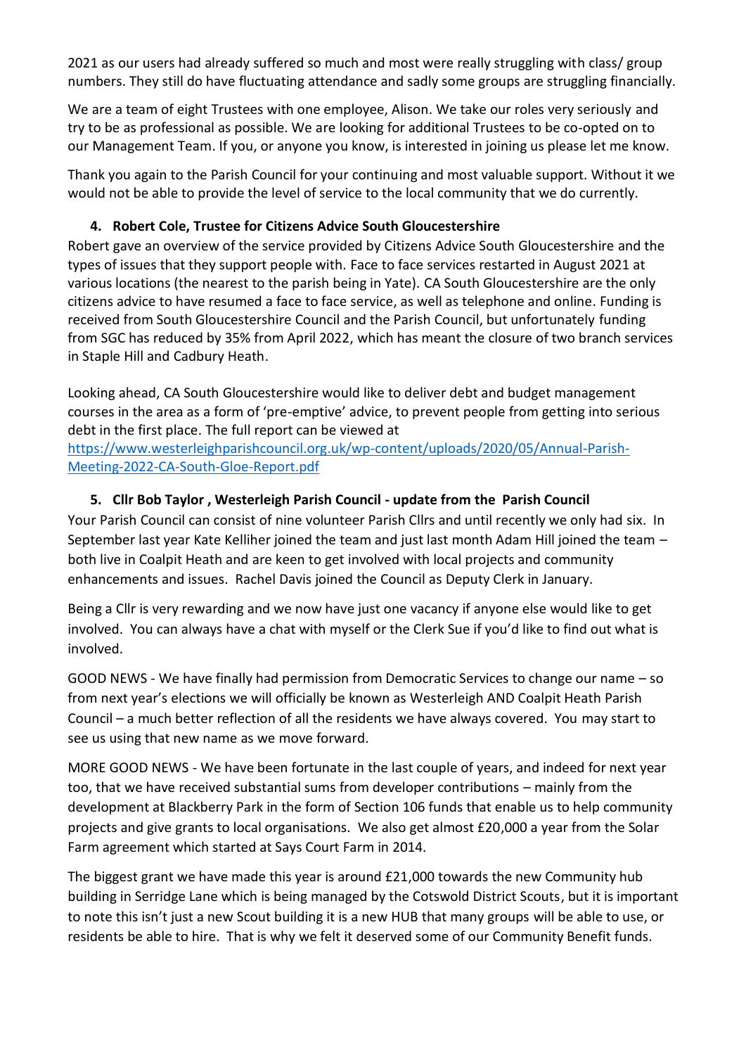2021 as our users had already suffered so much and most were really struggling with class/ group numbers. They still do have fluctuating attendance and sadly some groups are struggling financially.

We are a team of eight Trustees with one employee, Alison. We take our roles very seriously and try to be as professional as possible. We are looking for additional Trustees to be co-opted on to our Management Team. If you, or anyone you know, is interested in joining us please let me know.

Thank you again to the Parish Council for your continuing and most valuable support. Without it we would not be able to provide the level of service to the local community that we do currently.

4. **Robert Cole, Trustee for Citizens Advice South Gloucestershire**

Robert gave an overview of the service provided by Citizens Advice South Gloucestershire and the types of issues that they support people with. Face to face services restarted in August 2021 at various locations (the nearest to the parish being in Yate). CA South Gloucestershire are the only citizens advice to have resumed a face to face service, as well as telephone and online. Funding is received from South Gloucestershire Council and the Parish Council, but unfortunately funding from SGC has reduced by 35% from April 2022, which has meant the closure of two branch services in Staple Hill and Cadbury Heath.

Looking ahead, CA South Gloucestershire would like to deliver debt and budget management courses in the area as a form of 'pre-emptive' advice, to prevent people from getting into serious debt in the first place. The full report can be viewed at [https://www.westerleighparishcouncil.org.uk/wp-content/uploads/2020/05/Annual-Parish-Meeting-2022-CA-South-Gloe-Report.pdf](https://www.westerleighparishcouncil.org.uk/wp-content/uploads/2020/05/Annual-Parish-Meeting-2022-CA-South-Gloe-Report.pdf)

5. **Cllr Bob Taylor , Westerleigh Parish Council - update from the Parish Council**

Your Parish Council can consist of nine volunteer Parish Cllrs and until recently we only had six. In September last year Kate Kelliher joined the team and just last month Adam Hill joined the team – both live in Coalpit Heath and are keen to get involved with local projects and community enhancements and issues. Rachel Davis joined the Council as Deputy Clerk in January.

Being a Cllr is very rewarding and we now have just one vacancy if anyone else would like to get involved. You can always have a chat with myself or the Clerk Sue if you'd like to find out what is involved.

GOOD NEWS - We have finally had permission from Democratic Services to change our name – so from next year's elections we will officially be known as Westerleigh AND Coalpit Heath Parish Council – a much better reflection of all the residents we have always covered. You may start to see us using that new name as we move forward.

MORE GOOD NEWS - We have been fortunate in the last couple of years, and indeed for next year too, that we have received substantial sums from developer contributions – mainly from the development at Blackberry Park in the form of Section 106 funds that enable us to help community projects and give grants to local organisations. We also get almost £20,000 a year from the Solar Farm agreement which started at Says Court Farm in 2014.

The biggest grant we have made this year is around £21,000 towards the new Community hub building in Serridge Lane which is being managed by the Cotswold District Scouts, but it is important to note this isn't just a new Scout building it is a new HUB that many groups will be able to use, or residents be able to hire. That is why we felt it deserved some of our Community Benefit funds.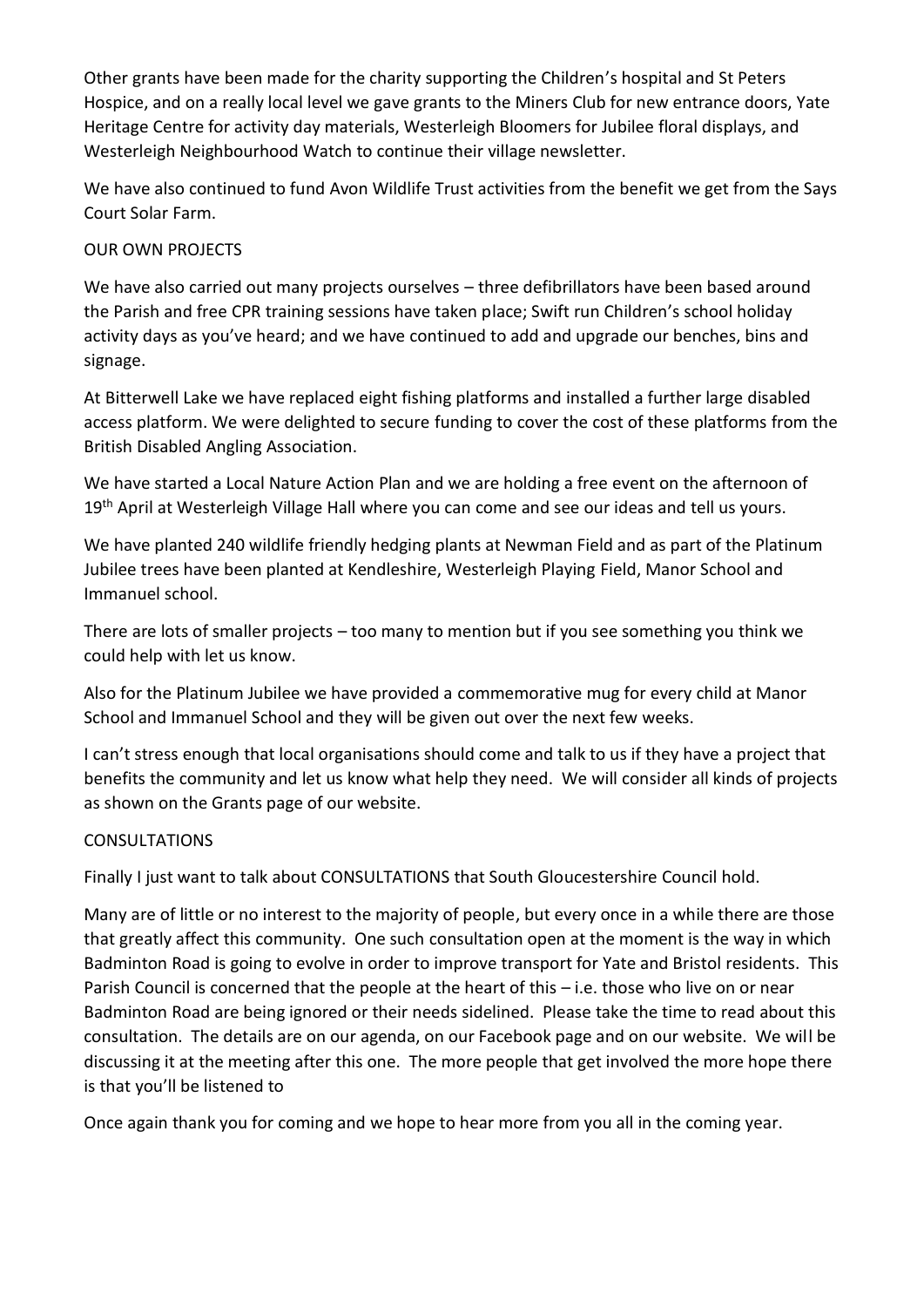Other grants have been made for the charity supporting the Children's hospital and St Peters Hospice, and on a really local level we gave grants to the Miners Club for new entrance doors, Yate Heritage Centre for activity day materials, Westerleigh Bloomers for Jubilee floral displays, and Westerleigh Neighbourhood Watch to continue their village newsletter.

We have also continued to fund Avon Wildlife Trust activities from the benefit we get from the Says Court Solar Farm.

## OUR OWN PROJECTS

We have also carried out many projects ourselves – three defibrillators have been based around the Parish and free CPR training sessions have taken place; Swift run Children's school holiday activity days as you've heard; and we have continued to add and upgrade our benches, bins and signage.

At Bitterwell Lake we have replaced eight fishing platforms and installed a further large disabled access platform. We were delighted to secure funding to cover the cost of these platforms from the British Disabled Angling Association.

We have started a Local Nature Action Plan and we are holding a free event on the afternoon of 19th April at Westerleigh Village Hall where you can come and see our ideas and tell us yours.

We have planted 240 wildlife friendly hedging plants at Newman Field and as part of the Platinum Jubilee trees have been planted at Kendleshire, Westerleigh Playing Field, Manor School and Immanuel school.

There are lots of smaller projects – too many to mention but if you see something you think we could help with let us know.

Also for the Platinum Jubilee we have provided a commemorative mug for every child at Manor School and Immanuel School and they will be given out over the next few weeks.

I can't stress enough that local organisations should come and talk to us if they have a project that benefits the community and let us know what help they need. We will consider all kinds of projects as shown on the Grants page of our website.

## CONSULTATIONS

Finally I just want to talk about CONSULTATIONS that South Gloucestershire Council hold.

Many are of little or no interest to the majority of people, but every once in a while there are those that greatly affect this community. One such consultation open at the moment is the way in which Badminton Road is going to evolve in order to improve transport for Yate and Bristol residents. This Parish Council is concerned that the people at the heart of this – i.e. those who live on or near Badminton Road are being ignored or their needs sidelined. Please take the time to read about this consultation. The details are on our agenda, on our Facebook page and on our website. We will be discussing it at the meeting after this one. The more people that get involved the more hope there is that you'll be listened to

Once again thank you for coming and we hope to hear more from you all in the coming year.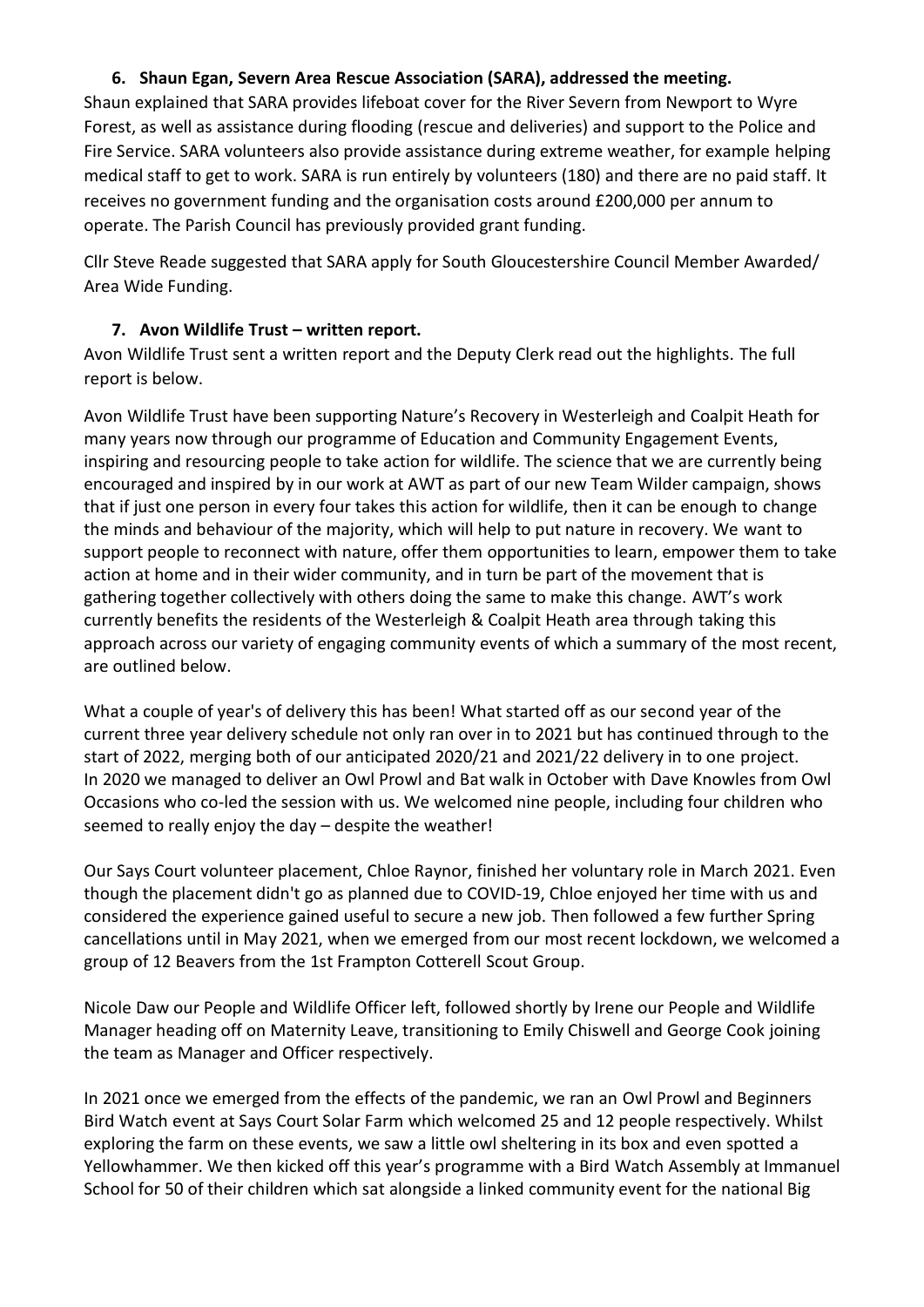### 6. Shaun Egan, Severn Area Rescue Association (SARA), addressed the meeting.

Shaun explained that SARA provides lifeboat cover for the River Severn from Newport to Wyre Forest, as well as assistance during flooding (rescue and deliveries) and support to the Police and Fire Service. SARA volunteers also provide assistance during extreme weather, for example helping medical staff to get to work. SARA is run entirely by volunteers (180) and there are no paid staff. It receives no government funding and the organisation costs around £200,000 per annum to operate. The Parish Council has previously provided grant funding.

Cllr Steve Reade suggested that SARA apply for South Gloucestershire Council Member Awarded/ Area Wide Funding.

### 7. Avon Wildlife Trust – written report.

Avon Wildlife Trust sent a written report and the Deputy Clerk read out the highlights. The full report is below.

Avon Wildlife Trust have been supporting Nature's Recovery in Westerleigh and Coalpit Heath for many years now through our programme of Education and Community Engagement Events, inspiring and resourcing people to take action for wildlife. The science that we are currently being encouraged and inspired by in our work at AWT as part of our new Team Wilder campaign, shows that if just one person in every four takes this action for wildlife, then it can be enough to change the minds and behaviour of the majority, which will help to put nature in recovery. We want to support people to reconnect with nature, offer them opportunities to learn, empower them to take action at home and in their wider community, and in turn be part of the movement that is gathering together collectively with others doing the same to make this change. AWT's work currently benefits the residents of the Westerleigh & Coalpit Heath area through taking this approach across our variety of engaging community events of which a summary of the most recent, are outlined below.

What a couple of year's of delivery this has been! What started off as our second year of the current three year delivery schedule not only ran over in to 2021 but has continued through to the start of 2022, merging both of our anticipated 2020/21 and 2021/22 delivery in to one project. In 2020 we managed to deliver an Owl Prowl and Bat walk in October with Dave Knowles from Owl Occasions who co-led the session with us. We welcomed nine people, including four children who seemed to really enjoy the day – despite the weather!

Our Says Court volunteer placement, Chloe Raynor, finished her voluntary role in March 2021. Even though the placement didn't go as planned due to COVID-19, Chloe enjoyed her time with us and considered the experience gained useful to secure a new job. Then followed a few further Spring cancellations until in May 2021, when we emerged from our most recent lockdown, we welcomed a group of 12 Beavers from the 1st Frampton Cotterell Scout Group.

Nicole Daw our People and Wildlife Officer left, followed shortly by Irene our People and Wildlife Manager heading off on Maternity Leave, transitioning to Emily Chiswell and George Cook joining the team as Manager and Officer respectively.

In 2021 once we emerged from the effects of the pandemic, we ran an Owl Prowl and Beginners Bird Watch event at Says Court Solar Farm which welcomed 25 and 12 people respectively. Whilst exploring the farm on these events, we saw a little owl sheltering in its box and even spotted a Yellowhammer. We then kicked off this year's programme with a Bird Watch Assembly at Immanuel School for 50 of their children which sat alongside a linked community event for the national Big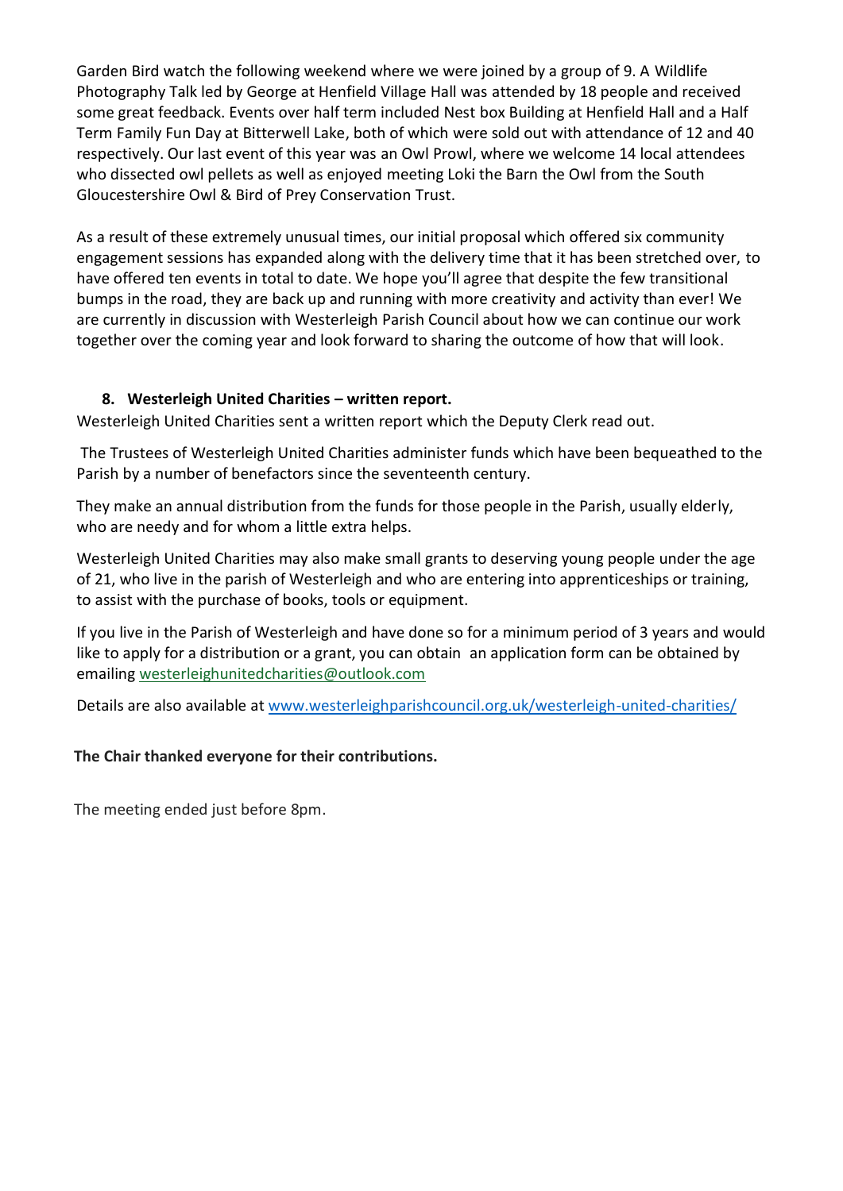Garden Bird watch the following weekend where we were joined by a group of 9. A Wildlife Photography Talk led by George at Henfield Village Hall was attended by 18 people and received some great feedback. Events over half term included Nest box Building at Henfield Hall and a Half Term Family Fun Day at Bitterwell Lake, both of which were sold out with attendance of 12 and 40 respectively. Our last event of this year was an Owl Prowl, where we welcome 14 local attendees who dissected owl pellets as well as enjoyed meeting Loki the Barn the Owl from the South Gloucestershire Owl & Bird of Prey Conservation Trust.

As a result of these extremely unusual times, our initial proposal which offered six community engagement sessions has expanded along with the delivery time that it has been stretched over, to have offered ten events in total to date. We hope you'll agree that despite the few transitional bumps in the road, they are back up and running with more creativity and activity than ever! We are currently in discussion with Westerleigh Parish Council about how we can continue our work together over the coming year and look forward to sharing the outcome of how that will look.

**8. Westerleigh United Charities – written report.**

Westerleigh United Charities sent a written report which the Deputy Clerk read out.

The Trustees of Westerleigh United Charities administer funds which have been bequeathed to the Parish by a number of benefactors since the seventeenth century.

They make an annual distribution from the funds for those people in the Parish, usually elderly, who are needy and for whom a little extra helps.

Westerleigh United Charities may also make small grants to deserving young people under the age of 21, who live in the parish of Westerleigh and who are entering into apprenticeships or training, to assist with the purchase of books, tools or equipment.

If you live in the Parish of Westerleigh and have done so for a minimum period of 3 years and would like to apply for a distribution or a grant, you can obtain an application form can be obtained by emailing westerleighunitedcharities@outlook.com

Details are also available at www.westerleighparishcouncil.org.uk/westerleigh-united-charities/

**The Chair thanked everyone for their contributions.**

The meeting ended just before 8pm.